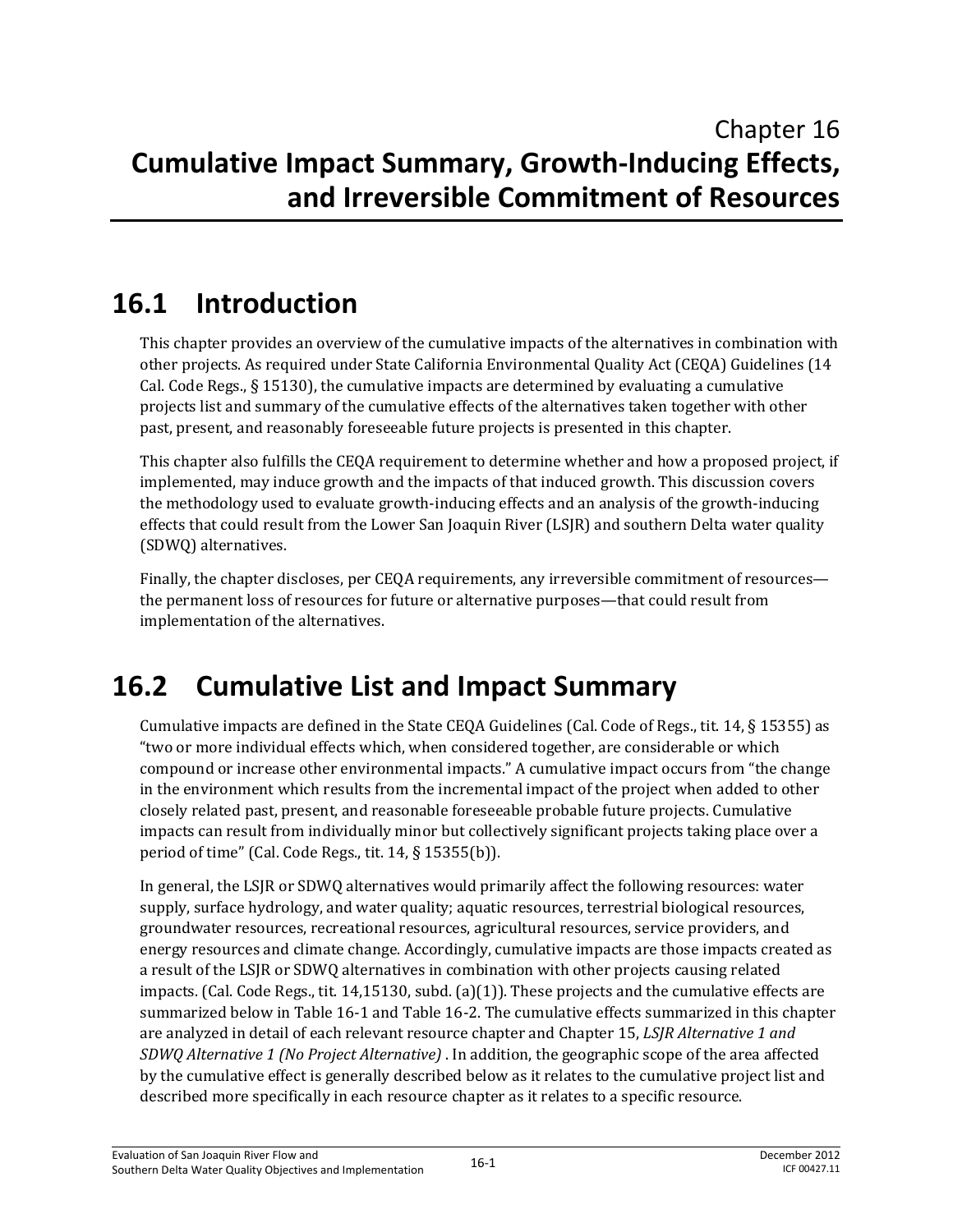# Chapter 16
# Cumulative Impact Summary, Growth-Inducing Effects, and Irreversible Commitment of Resources

## 16.1 Introduction

This chapter provides an overview of the cumulative impacts of the alternatives in combination with other projects. As required under State California Environmental Quality Act (CEQA) Guidelines (14 Cal. Code Regs., § 15130), the cumulative impacts are determined by evaluating a cumulative projects list and summary of the cumulative effects of the alternatives taken together with other past, present, and reasonably foreseeable future projects is presented in this chapter.

This chapter also fulfills the CEQA requirement to determine whether and how a proposed project, if implemented, may induce growth and the impacts of that induced growth. This discussion covers the methodology used to evaluate growth-inducing effects and an analysis of the growth-inducing effects that could result from the Lower San Joaquin River (LSJR) and southern Delta water quality (SDWQ) alternatives.

Finally, the chapter discloses, per CEQA requirements, any irreversible commitment of resources—the permanent loss of resources for future or alternative purposes—that could result from implementation of the alternatives.

## 16.2 Cumulative List and Impact Summary

Cumulative impacts are defined in the State CEQA Guidelines (Cal. Code of Regs., tit. 14, § 15355) as "two or more individual effects which, when considered together, are considerable or which compound or increase other environmental impacts." A cumulative impact occurs from "the change in the environment which results from the incremental impact of the project when added to other closely related past, present, and reasonable foreseeable probable future projects. Cumulative impacts can result from individually minor but collectively significant projects taking place over a period of time" (Cal. Code Regs., tit. 14, § 15355(b)).

In general, the LSJR or SDWQ alternatives would primarily affect the following resources: water supply, surface hydrology, and water quality; aquatic resources, terrestrial biological resources, groundwater resources, recreational resources, agricultural resources, service providers, and energy resources and climate change. Accordingly, cumulative impacts are those impacts created as a result of the LSJR or SDWQ alternatives in combination with other projects causing related impacts. (Cal. Code Regs., tit. 14,15130, subd. (a)(1)). These projects and the cumulative effects are summarized below in Table 16-1 and Table 16-2. The cumulative effects summarized in this chapter are analyzed in detail of each relevant resource chapter and Chapter 15, *LSJR Alternative 1 and SDWQ Alternative 1 (No Project Alternative)* . In addition, the geographic scope of the area affected by the cumulative effect is generally described below as it relates to the cumulative project list and described more specifically in each resource chapter as it relates to a specific resource.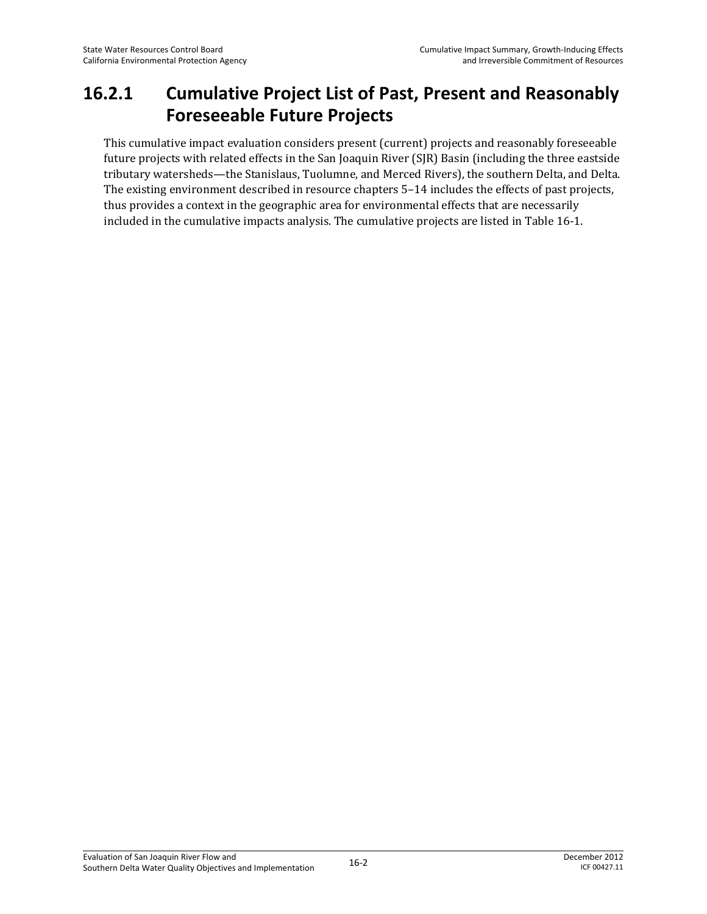### 16.2.1 Cumulative Project List of Past, Present and Reasonably Foreseeable Future Projects

This cumulative impact evaluation considers present (current) projects and reasonably foreseeable future projects with related effects in the San Joaquin River (SJR) Basin (including the three eastside tributary watersheds—the Stanislaus, Tuolumne, and Merced Rivers), the southern Delta, and Delta. The existing environment described in resource chapters 5–14 includes the effects of past projects, thus provides a context in the geographic area for environmental effects that are necessarily included in the cumulative impacts analysis. The cumulative projects are listed in Table 16-1.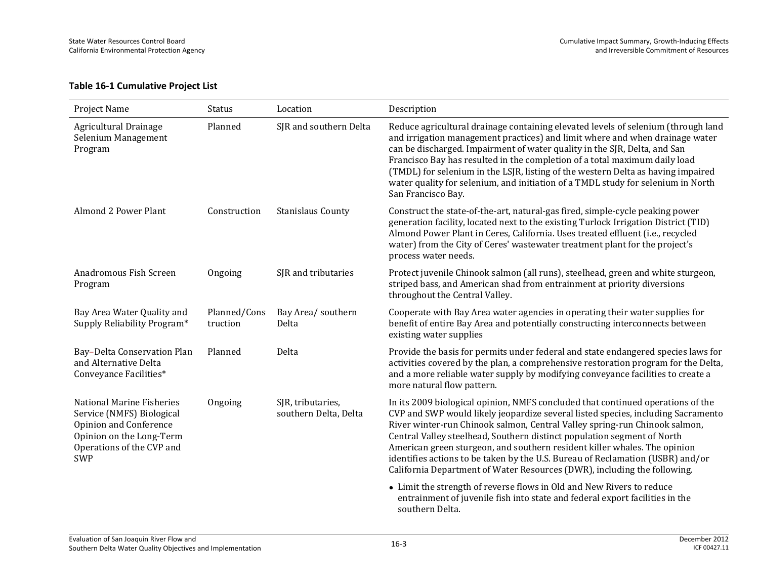**Table 16-1 Cumulative Project List**

| Project Name | Status | Location | Description |
|---|---|---|---|
| Agricultural Drainage Selenium Management Program | Planned | SJR and southern Delta | Reduce agricultural drainage containing elevated levels of selenium (through land and irrigation management practices) and limit where and when drainage water can be discharged. Impairment of water quality in the SJR, Delta, and San Francisco Bay has resulted in the completion of a total maximum daily load (TMDL) for selenium in the LSJR, listing of the western Delta as having impaired water quality for selenium, and initiation of a TMDL study for selenium in North San Francisco Bay. |
| Almond 2 Power Plant | Construction | Stanislaus County | Construct the state-of-the-art, natural-gas fired, simple-cycle peaking power generation facility, located next to the existing Turlock Irrigation District (TID) Almond Power Plant in Ceres, California. Uses treated effluent (i.e., recycled water) from the City of Ceres' wastewater treatment plant for the project's process water needs. |
| Anadromous Fish Screen Program | Ongoing | SJR and tributaries | Protect juvenile Chinook salmon (all runs), steelhead, green and white sturgeon, striped bass, and American shad from entrainment at priority diversions throughout the Central Valley. |
| Bay Area Water Quality and Supply Reliability Program* | Planned/Construction | Bay Area/ southern Delta | Cooperate with Bay Area water agencies in operating their water supplies for benefit of entire Bay Area and potentially constructing interconnects between existing water supplies |
| Bay–Delta Conservation Plan and Alternative Delta Conveyance Facilities* | Planned | Delta | Provide the basis for permits under federal and state endangered species laws for activities covered by the plan, a comprehensive restoration program for the Delta, and a more reliable water supply by modifying conveyance facilities to create a more natural flow pattern. |
| National Marine Fisheries Service (NMFS) Biological Opinion and Conference Opinion on the Long-Term Operations of the CVP and SWP | Ongoing | SJR, tributaries, southern Delta, Delta | In its 2009 biological opinion, NMFS concluded that continued operations of the CVP and SWP would likely jeopardize several listed species, including Sacramento River winter-run Chinook salmon, Central Valley spring-run Chinook salmon, Central Valley steelhead, Southern distinct population segment of North American green sturgeon, and southern resident killer whales. The opinion identifies actions to be taken by the U.S. Bureau of Reclamation (USBR) and/or California Department of Water Resources (DWR), including the following.<br>• Limit the strength of reverse flows in Old and New Rivers to reduce entrainment of juvenile fish into state and federal export facilities in the southern Delta. |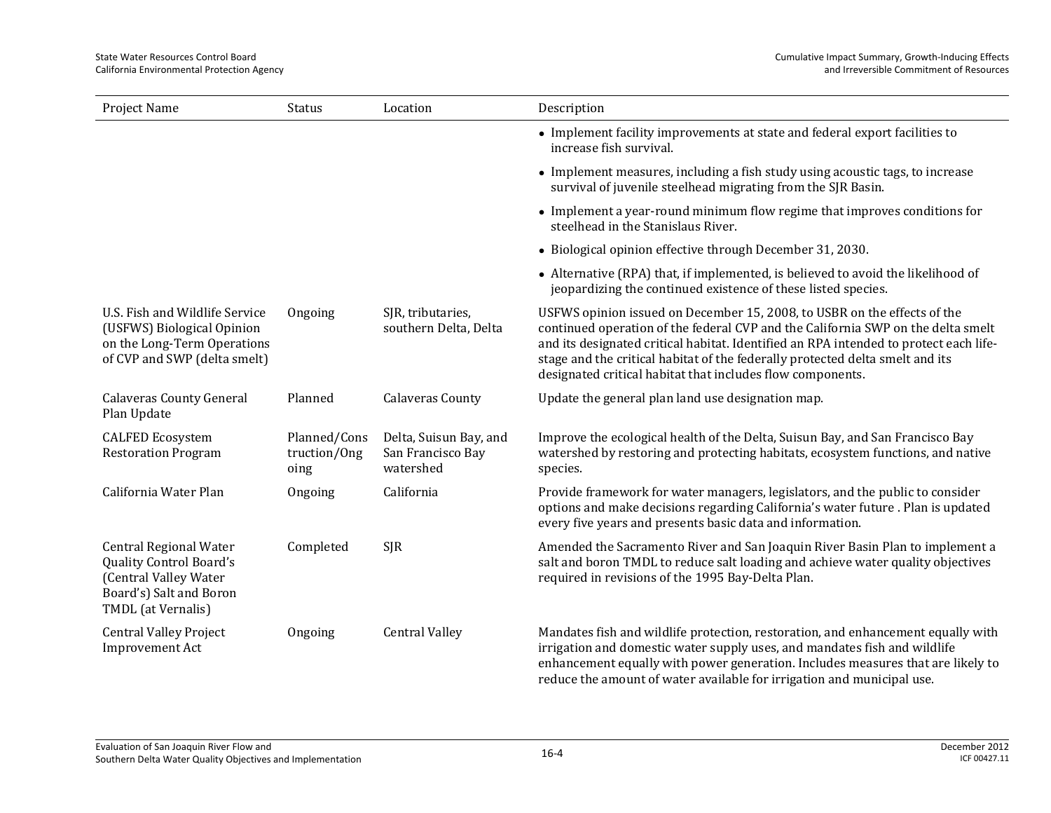| Project Name | Status | Location | Description |
|---|---|---|---|
| | | | • Implement facility improvements at state and federal export facilities to increase fish survival.<br>• Implement measures, including a fish study using acoustic tags, to increase survival of juvenile steelhead migrating from the SJR Basin.<br>• Implement a year-round minimum flow regime that improves conditions for steelhead in the Stanislaus River.<br>• Biological opinion effective through December 31, 2030.<br>• Alternative (RPA) that, if implemented, is believed to avoid the likelihood of jeopardizing the continued existence of these listed species. |
| U.S. Fish and Wildlife Service (USFWS) Biological Opinion on the Long-Term Operations of CVP and SWP (delta smelt) | Ongoing | SJR, tributaries, southern Delta, Delta | USFWS opinion issued on December 15, 2008, to USBR on the effects of the continued operation of the federal CVP and the California SWP on the delta smelt and its designated critical habitat. Identified an RPA intended to protect each life-stage and the critical habitat of the federally protected delta smelt and its designated critical habitat that includes flow components. |
| Calaveras County General Plan Update | Planned | Calaveras County | Update the general plan land use designation map. |
| CALFED Ecosystem Restoration Program | Planned/Construction/Ongoing | Delta, Suisun Bay, and San Francisco Bay watershed | Improve the ecological health of the Delta, Suisun Bay, and San Francisco Bay watershed by restoring and protecting habitats, ecosystem functions, and native species. |
| California Water Plan | Ongoing | California | Provide framework for water managers, legislators, and the public to consider options and make decisions regarding California's water future . Plan is updated every five years and presents basic data and information. |
| Central Regional Water Quality Control Board's (Central Valley Water Board's) Salt and Boron TMDL (at Vernalis) | Completed | SJR | Amended the Sacramento River and San Joaquin River Basin Plan to implement a salt and boron TMDL to reduce salt loading and achieve water quality objectives required in revisions of the 1995 Bay-Delta Plan. |
| Central Valley Project Improvement Act | Ongoing | Central Valley | Mandates fish and wildlife protection, restoration, and enhancement equally with irrigation and domestic water supply uses, and mandates fish and wildlife enhancement equally with power generation. Includes measures that are likely to reduce the amount of water available for irrigation and municipal use. |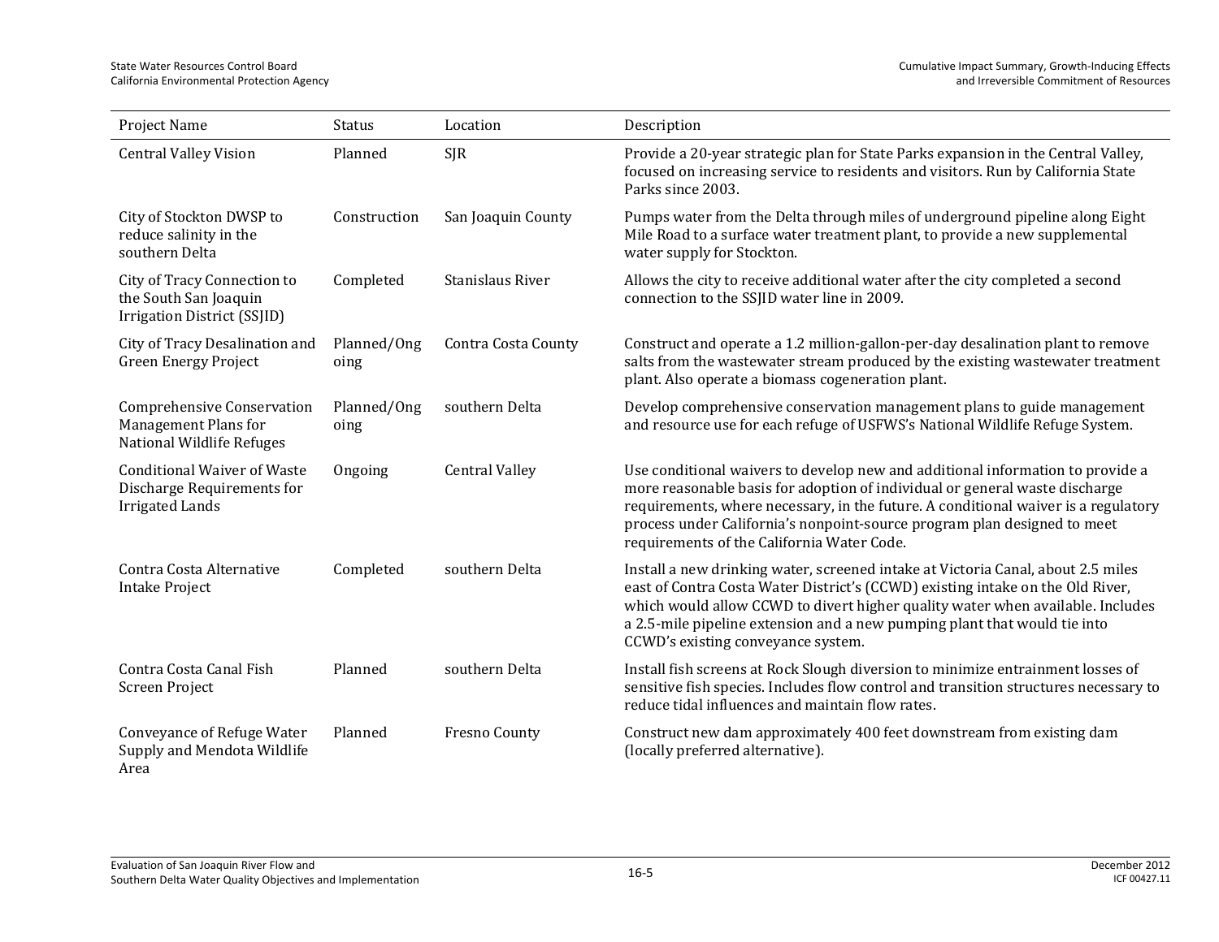| Project Name | Status | Location | Description |
|---|---|---|---|
| Central Valley Vision | Planned | SJR | Provide a 20-year strategic plan for State Parks expansion in the Central Valley, focused on increasing service to residents and visitors. Run by California State Parks since 2003. |
| City of Stockton DWSP to reduce salinity in the southern Delta | Construction | San Joaquin County | Pumps water from the Delta through miles of underground pipeline along Eight Mile Road to a surface water treatment plant, to provide a new supplemental water supply for Stockton. |
| City of Tracy Connection to the South San Joaquin Irrigation District (SSJID) | Completed | Stanislaus River | Allows the city to receive additional water after the city completed a second connection to the SSJID water line in 2009. |
| City of Tracy Desalination and Green Energy Project | Planned/Ongoing | Contra Costa County | Construct and operate a 1.2 million-gallon-per-day desalination plant to remove salts from the wastewater stream produced by the existing wastewater treatment plant. Also operate a biomass cogeneration plant. |
| Comprehensive Conservation Management Plans for National Wildlife Refuges | Planned/Ongoing | southern Delta | Develop comprehensive conservation management plans to guide management and resource use for each refuge of USFWS's National Wildlife Refuge System. |
| Conditional Waiver of Waste Discharge Requirements for Irrigated Lands | Ongoing | Central Valley | Use conditional waivers to develop new and additional information to provide a more reasonable basis for adoption of individual or general waste discharge requirements, where necessary, in the future. A conditional waiver is a regulatory process under California's nonpoint-source program plan designed to meet requirements of the California Water Code. |
| Contra Costa Alternative Intake Project | Completed | southern Delta | Install a new drinking water, screened intake at Victoria Canal, about 2.5 miles east of Contra Costa Water District's (CCWD) existing intake on the Old River, which would allow CCWD to divert higher quality water when available. Includes a 2.5-mile pipeline extension and a new pumping plant that would tie into CCWD's existing conveyance system. |
| Contra Costa Canal Fish Screen Project | Planned | southern Delta | Install fish screens at Rock Slough diversion to minimize entrainment losses of sensitive fish species. Includes flow control and transition structures necessary to reduce tidal influences and maintain flow rates. |
| Conveyance of Refuge Water Supply and Mendota Wildlife Area | Planned | Fresno County | Construct new dam approximately 400 feet downstream from existing dam (locally preferred alternative). |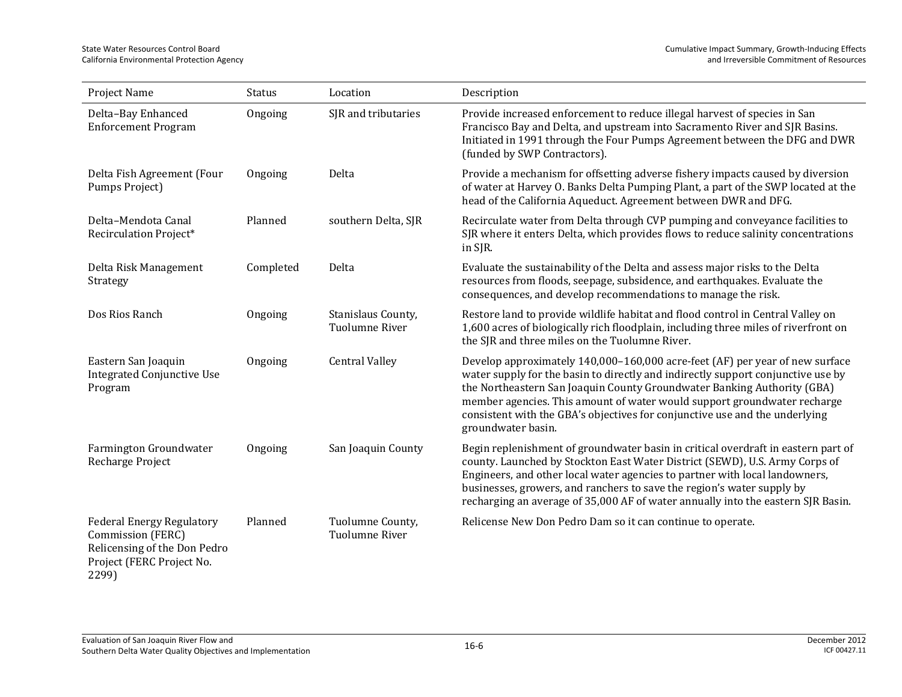| Project Name | Status | Location | Description |
|---|---|---|---|
| Delta–Bay Enhanced Enforcement Program | Ongoing | SJR and tributaries | Provide increased enforcement to reduce illegal harvest of species in San Francisco Bay and Delta, and upstream into Sacramento River and SJR Basins. Initiated in 1991 through the Four Pumps Agreement between the DFG and DWR (funded by SWP Contractors). |
| Delta Fish Agreement (Four Pumps Project) | Ongoing | Delta | Provide a mechanism for offsetting adverse fishery impacts caused by diversion of water at Harvey O. Banks Delta Pumping Plant, a part of the SWP located at the head of the California Aqueduct. Agreement between DWR and DFG. |
| Delta–Mendota Canal Recirculation Project* | Planned | southern Delta, SJR | Recirculate water from Delta through CVP pumping and conveyance facilities to SJR where it enters Delta, which provides flows to reduce salinity concentrations in SJR. |
| Delta Risk Management Strategy | Completed | Delta | Evaluate the sustainability of the Delta and assess major risks to the Delta resources from floods, seepage, subsidence, and earthquakes. Evaluate the consequences, and develop recommendations to manage the risk. |
| Dos Rios Ranch | Ongoing | Stanislaus County, Tuolumne River | Restore land to provide wildlife habitat and flood control in Central Valley on 1,600 acres of biologically rich floodplain, including three miles of riverfront on the SJR and three miles on the Tuolumne River. |
| Eastern San Joaquin Integrated Conjunctive Use Program | Ongoing | Central Valley | Develop approximately 140,000–160,000 acre-feet (AF) per year of new surface water supply for the basin to directly and indirectly support conjunctive use by the Northeastern San Joaquin County Groundwater Banking Authority (GBA) member agencies. This amount of water would support groundwater recharge consistent with the GBA's objectives for conjunctive use and the underlying groundwater basin. |
| Farmington Groundwater Recharge Project | Ongoing | San Joaquin County | Begin replenishment of groundwater basin in critical overdraft in eastern part of county. Launched by Stockton East Water District (SEWD), U.S. Army Corps of Engineers, and other local water agencies to partner with local landowners, businesses, growers, and ranchers to save the region's water supply by recharging an average of 35,000 AF of water annually into the eastern SJR Basin. |
| Federal Energy Regulatory Commission (FERC) Relicensing of the Don Pedro Project (FERC Project No. 2299) | Planned | Tuolumne County, Tuolumne River | Relicense New Don Pedro Dam so it can continue to operate. |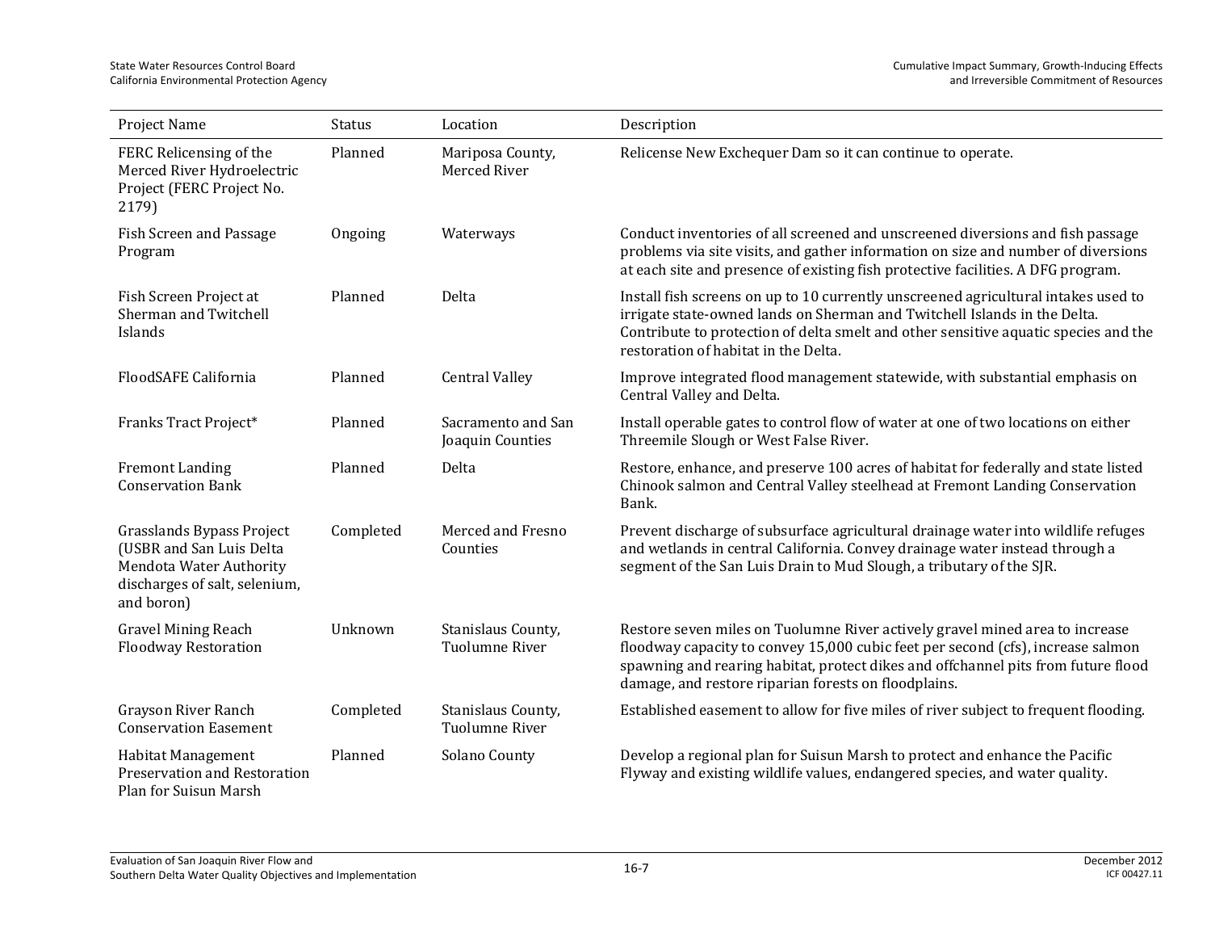| Project Name | Status | Location | Description |
|---|---|---|---|
| FERC Relicensing of the Merced River Hydroelectric Project (FERC Project No. 2179) | Planned | Mariposa County, Merced River | Relicense New Exchequer Dam so it can continue to operate. |
| Fish Screen and Passage Program | Ongoing | Waterways | Conduct inventories of all screened and unscreened diversions and fish passage problems via site visits, and gather information on size and number of diversions at each site and presence of existing fish protective facilities. A DFG program. |
| Fish Screen Project at Sherman and Twitchell Islands | Planned | Delta | Install fish screens on up to 10 currently unscreened agricultural intakes used to irrigate state-owned lands on Sherman and Twitchell Islands in the Delta. Contribute to protection of delta smelt and other sensitive aquatic species and the restoration of habitat in the Delta. |
| FloodSAFE California | Planned | Central Valley | Improve integrated flood management statewide, with substantial emphasis on Central Valley and Delta. |
| Franks Tract Project* | Planned | Sacramento and San Joaquin Counties | Install operable gates to control flow of water at one of two locations on either Threemile Slough or West False River. |
| Fremont Landing Conservation Bank | Planned | Delta | Restore, enhance, and preserve 100 acres of habitat for federally and state listed Chinook salmon and Central Valley steelhead at Fremont Landing Conservation Bank. |
| Grasslands Bypass Project (USBR and San Luis Delta Mendota Water Authority discharges of salt, selenium, and boron) | Completed | Merced and Fresno Counties | Prevent discharge of subsurface agricultural drainage water into wildlife refuges and wetlands in central California. Convey drainage water instead through a segment of the San Luis Drain to Mud Slough, a tributary of the SJR. |
| Gravel Mining Reach Floodway Restoration | Unknown | Stanislaus County, Tuolumne River | Restore seven miles on Tuolumne River actively gravel mined area to increase floodway capacity to convey 15,000 cubic feet per second (cfs), increase salmon spawning and rearing habitat, protect dikes and offchannel pits from future flood damage, and restore riparian forests on floodplains. |
| Grayson River Ranch Conservation Easement | Completed | Stanislaus County, Tuolumne River | Established easement to allow for five miles of river subject to frequent flooding. |
| Habitat Management Preservation and Restoration Plan for Suisun Marsh | Planned | Solano County | Develop a regional plan for Suisun Marsh to protect and enhance the Pacific Flyway and existing wildlife values, endangered species, and water quality. |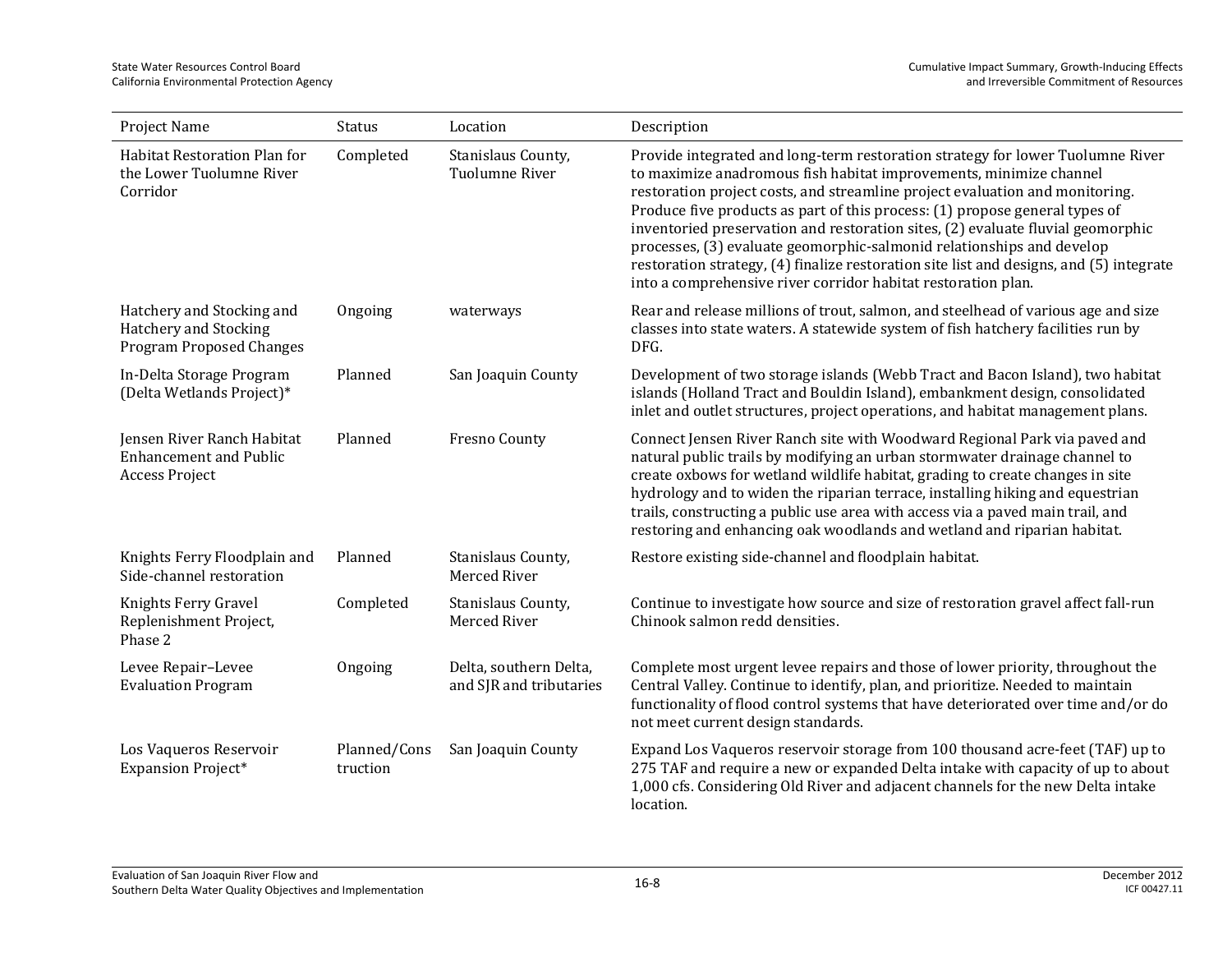| Project Name | Status | Location | Description |
|---|---|---|---|
| Habitat Restoration Plan for the Lower Tuolumne River Corridor | Completed | Stanislaus County, Tuolumne River | Provide integrated and long-term restoration strategy for lower Tuolumne River to maximize anadromous fish habitat improvements, minimize channel restoration project costs, and streamline project evaluation and monitoring. Produce five products as part of this process: (1) propose general types of inventoried preservation and restoration sites, (2) evaluate fluvial geomorphic processes, (3) evaluate geomorphic-salmonid relationships and develop restoration strategy, (4) finalize restoration site list and designs, and (5) integrate into a comprehensive river corridor habitat restoration plan. |
| Hatchery and Stocking and Hatchery and Stocking Program Proposed Changes | Ongoing | waterways | Rear and release millions of trout, salmon, and steelhead of various age and size classes into state waters. A statewide system of fish hatchery facilities run by DFG. |
| In-Delta Storage Program (Delta Wetlands Project)* | Planned | San Joaquin County | Development of two storage islands (Webb Tract and Bacon Island), two habitat islands (Holland Tract and Bouldin Island), embankment design, consolidated inlet and outlet structures, project operations, and habitat management plans. |
| Jensen River Ranch Habitat Enhancement and Public Access Project | Planned | Fresno County | Connect Jensen River Ranch site with Woodward Regional Park via paved and natural public trails by modifying an urban stormwater drainage channel to create oxbows for wetland wildlife habitat, grading to create changes in site hydrology and to widen the riparian terrace, installing hiking and equestrian trails, constructing a public use area with access via a paved main trail, and restoring and enhancing oak woodlands and wetland and riparian habitat. |
| Knights Ferry Floodplain and Side-channel restoration | Planned | Stanislaus County, Merced River | Restore existing side-channel and floodplain habitat. |
| Knights Ferry Gravel Replenishment Project, Phase 2 | Completed | Stanislaus County, Merced River | Continue to investigate how source and size of restoration gravel affect fall-run Chinook salmon redd densities. |
| Levee Repair–Levee Evaluation Program | Ongoing | Delta, southern Delta, and SJR and tributaries | Complete most urgent levee repairs and those of lower priority, throughout the Central Valley. Continue to identify, plan, and prioritize. Needed to maintain functionality of flood control systems that have deteriorated over time and/or do not meet current design standards. |
| Los Vaqueros Reservoir Expansion Project* | Planned/Construction | San Joaquin County | Expand Los Vaqueros reservoir storage from 100 thousand acre-feet (TAF) up to 275 TAF and require a new or expanded Delta intake with capacity of up to about 1,000 cfs. Considering Old River and adjacent channels for the new Delta intake location. |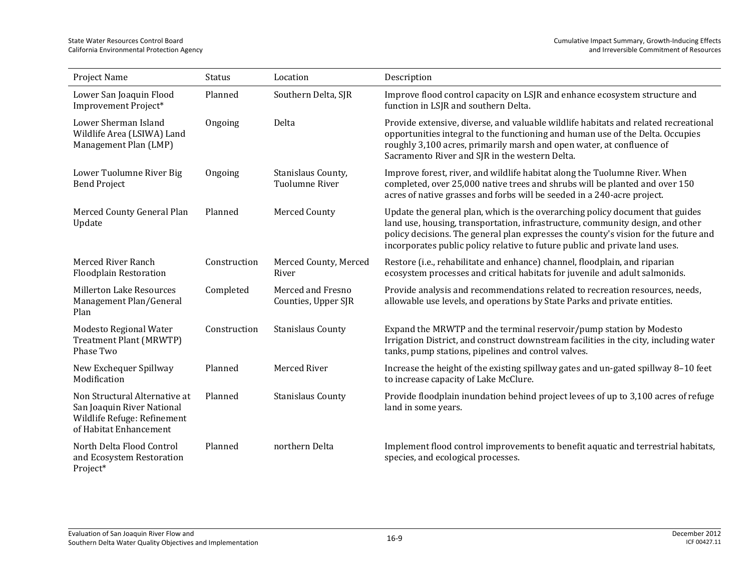| Project Name | Status | Location | Description |
|---|---|---|---|
| Lower San Joaquin Flood Improvement Project* | Planned | Southern Delta, SJR | Improve flood control capacity on LSJR and enhance ecosystem structure and function in LSJR and southern Delta. |
| Lower Sherman Island Wildlife Area (LSIWA) Land Management Plan (LMP) | Ongoing | Delta | Provide extensive, diverse, and valuable wildlife habitats and related recreational opportunities integral to the functioning and human use of the Delta. Occupies roughly 3,100 acres, primarily marsh and open water, at confluence of Sacramento River and SJR in the western Delta. |
| Lower Tuolumne River Big Bend Project | Ongoing | Stanislaus County, Tuolumne River | Improve forest, river, and wildlife habitat along the Tuolumne River. When completed, over 25,000 native trees and shrubs will be planted and over 150 acres of native grasses and forbs will be seeded in a 240-acre project. |
| Merced County General Plan Update | Planned | Merced County | Update the general plan, which is the overarching policy document that guides land use, housing, transportation, infrastructure, community design, and other policy decisions. The general plan expresses the county's vision for the future and incorporates public policy relative to future public and private land uses. |
| Merced River Ranch Floodplain Restoration | Construction | Merced County, Merced River | Restore (i.e., rehabilitate and enhance) channel, floodplain, and riparian ecosystem processes and critical habitats for juvenile and adult salmonids. |
| Millerton Lake Resources Management Plan/General Plan | Completed | Merced and Fresno Counties, Upper SJR | Provide analysis and recommendations related to recreation resources, needs, allowable use levels, and operations by State Parks and private entities. |
| Modesto Regional Water Treatment Plant (MRWTP) Phase Two | Construction | Stanislaus County | Expand the MRWTP and the terminal reservoir/pump station by Modesto Irrigation District, and construct downstream facilities in the city, including water tanks, pump stations, pipelines and control valves. |
| New Exchequer Spillway Modification | Planned | Merced River | Increase the height of the existing spillway gates and un-gated spillway 8–10 feet to increase capacity of Lake McClure. |
| Non Structural Alternative at San Joaquin River National Wildlife Refuge: Refinement of Habitat Enhancement | Planned | Stanislaus County | Provide floodplain inundation behind project levees of up to 3,100 acres of refuge land in some years. |
| North Delta Flood Control and Ecosystem Restoration Project* | Planned | northern Delta | Implement flood control improvements to benefit aquatic and terrestrial habitats, species, and ecological processes. |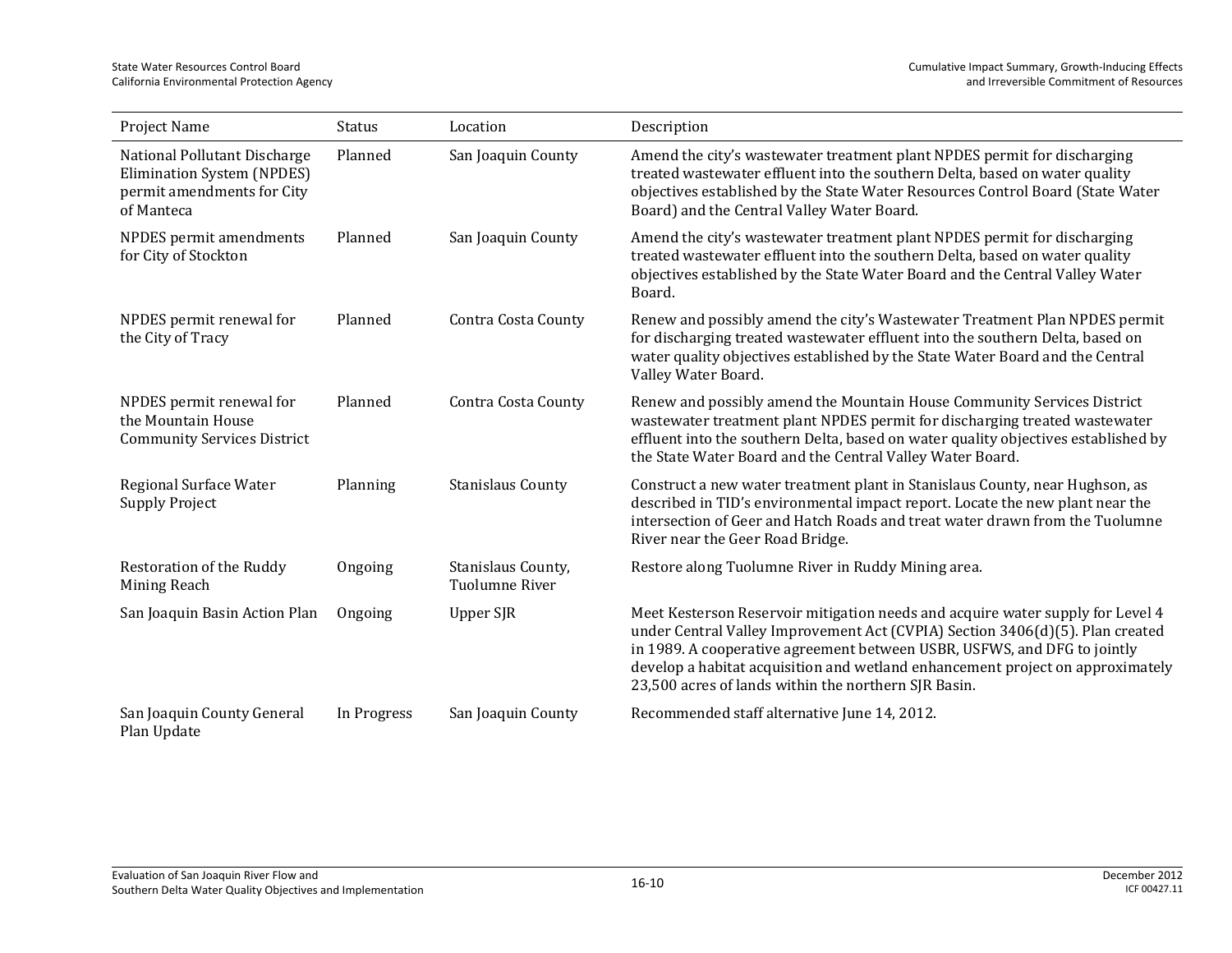| Project Name | Status | Location | Description |
|---|---|---|---|
| National Pollutant Discharge Elimination System (NPDES) permit amendments for City of Manteca | Planned | San Joaquin County | Amend the city's wastewater treatment plant NPDES permit for discharging treated wastewater effluent into the southern Delta, based on water quality objectives established by the State Water Resources Control Board (State Water Board) and the Central Valley Water Board. |
| NPDES permit amendments for City of Stockton | Planned | San Joaquin County | Amend the city's wastewater treatment plant NPDES permit for discharging treated wastewater effluent into the southern Delta, based on water quality objectives established by the State Water Board and the Central Valley Water Board. |
| NPDES permit renewal for the City of Tracy | Planned | Contra Costa County | Renew and possibly amend the city's Wastewater Treatment Plan NPDES permit for discharging treated wastewater effluent into the southern Delta, based on water quality objectives established by the State Water Board and the Central Valley Water Board. |
| NPDES permit renewal for the Mountain House Community Services District | Planned | Contra Costa County | Renew and possibly amend the Mountain House Community Services District wastewater treatment plant NPDES permit for discharging treated wastewater effluent into the southern Delta, based on water quality objectives established by the State Water Board and the Central Valley Water Board. |
| Regional Surface Water Supply Project | Planning | Stanislaus County | Construct a new water treatment plant in Stanislaus County, near Hughson, as described in TID's environmental impact report. Locate the new plant near the intersection of Geer and Hatch Roads and treat water drawn from the Tuolumne River near the Geer Road Bridge. |
| Restoration of the Ruddy Mining Reach | Ongoing | Stanislaus County, Tuolumne River | Restore along Tuolumne River in Ruddy Mining area. |
| San Joaquin Basin Action Plan | Ongoing | Upper SJR | Meet Kesterson Reservoir mitigation needs and acquire water supply for Level 4 under Central Valley Improvement Act (CVPIA) Section 3406(d)(5). Plan created in 1989. A cooperative agreement between USBR, USFWS, and DFG to jointly develop a habitat acquisition and wetland enhancement project on approximately 23,500 acres of lands within the northern SJR Basin. |
| San Joaquin County General Plan Update | In Progress | San Joaquin County | Recommended staff alternative June 14, 2012. |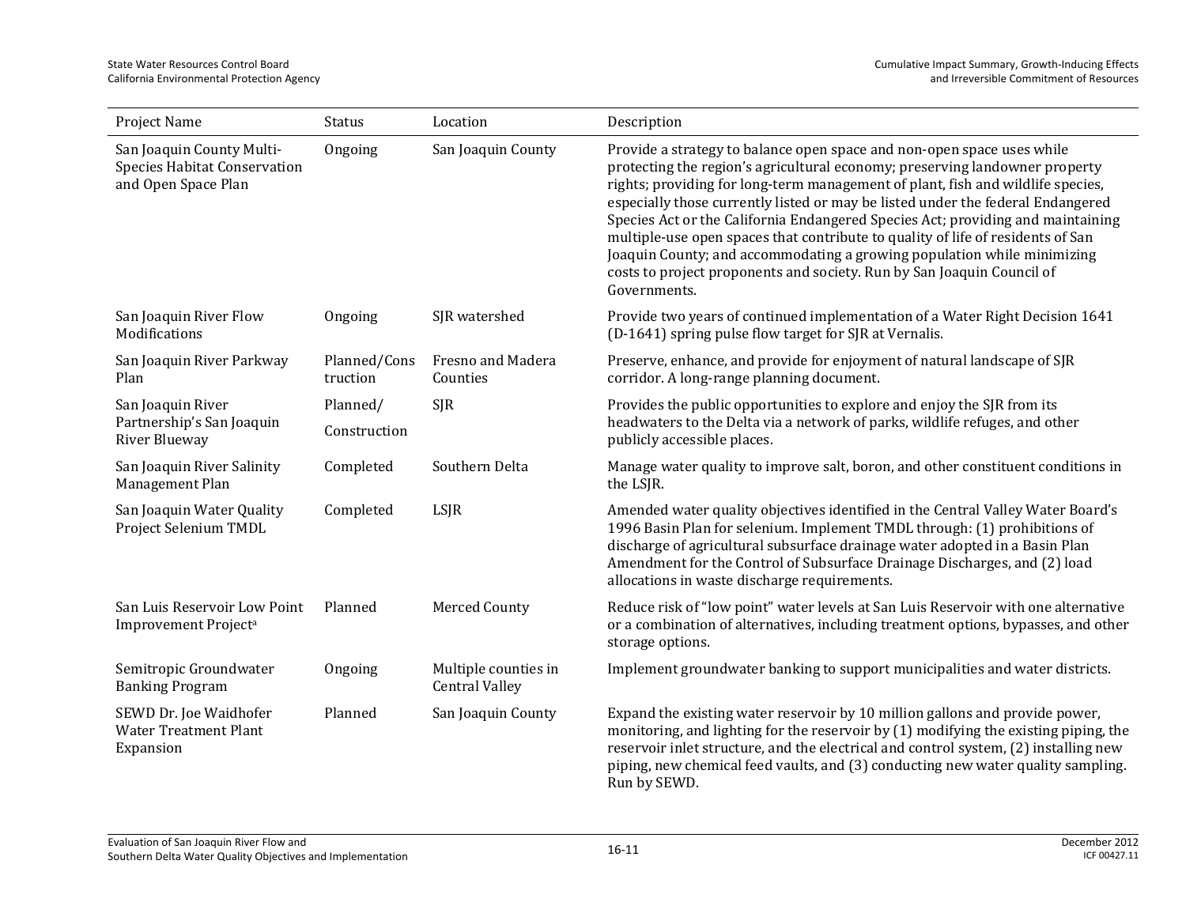| Project Name | Status | Location | Description |
|---|---|---|---|
| San Joaquin County Multi-Species Habitat Conservation and Open Space Plan | Ongoing | San Joaquin County | Provide a strategy to balance open space and non-open space uses while protecting the region's agricultural economy; preserving landowner property rights; providing for long-term management of plant, fish and wildlife species, especially those currently listed or may be listed under the federal Endangered Species Act or the California Endangered Species Act; providing and maintaining multiple-use open spaces that contribute to quality of life of residents of San Joaquin County; and accommodating a growing population while minimizing costs to project proponents and society. Run by San Joaquin Council of Governments. |
| San Joaquin River Flow Modifications | Ongoing | SJR watershed | Provide two years of continued implementation of a Water Right Decision 1641 (D-1641) spring pulse flow target for SJR at Vernalis. |
| San Joaquin River Parkway Plan | Planned/Construction | Fresno and Madera Counties | Preserve, enhance, and provide for enjoyment of natural landscape of SJR corridor. A long-range planning document. |
| San Joaquin River Partnership's San Joaquin River Blueway | Planned/ Construction | SJR | Provides the public opportunities to explore and enjoy the SJR from its headwaters to the Delta via a network of parks, wildlife refuges, and other publicly accessible places. |
| San Joaquin River Salinity Management Plan | Completed | Southern Delta | Manage water quality to improve salt, boron, and other constituent conditions in the LSJR. |
| San Joaquin Water Quality Project Selenium TMDL | Completed | LSJR | Amended water quality objectives identified in the Central Valley Water Board's 1996 Basin Plan for selenium. Implement TMDL through: (1) prohibitions of discharge of agricultural subsurface drainage water adopted in a Basin Plan Amendment for the Control of Subsurface Drainage Discharges, and (2) load allocations in waste discharge requirements. |
| San Luis Reservoir Low Point Improvement Project[a] | Planned | Merced County | Reduce risk of "low point" water levels at San Luis Reservoir with one alternative or a combination of alternatives, including treatment options, bypasses, and other storage options. |
| Semitropic Groundwater Banking Program | Ongoing | Multiple counties in Central Valley | Implement groundwater banking to support municipalities and water districts. |
| SEWD Dr. Joe Waidhofer Water Treatment Plant Expansion | Planned | San Joaquin County | Expand the existing water reservoir by 10 million gallons and provide power, monitoring, and lighting for the reservoir by (1) modifying the existing piping, the reservoir inlet structure, and the electrical and control system, (2) installing new piping, new chemical feed vaults, and (3) conducting new water quality sampling. Run by SEWD. |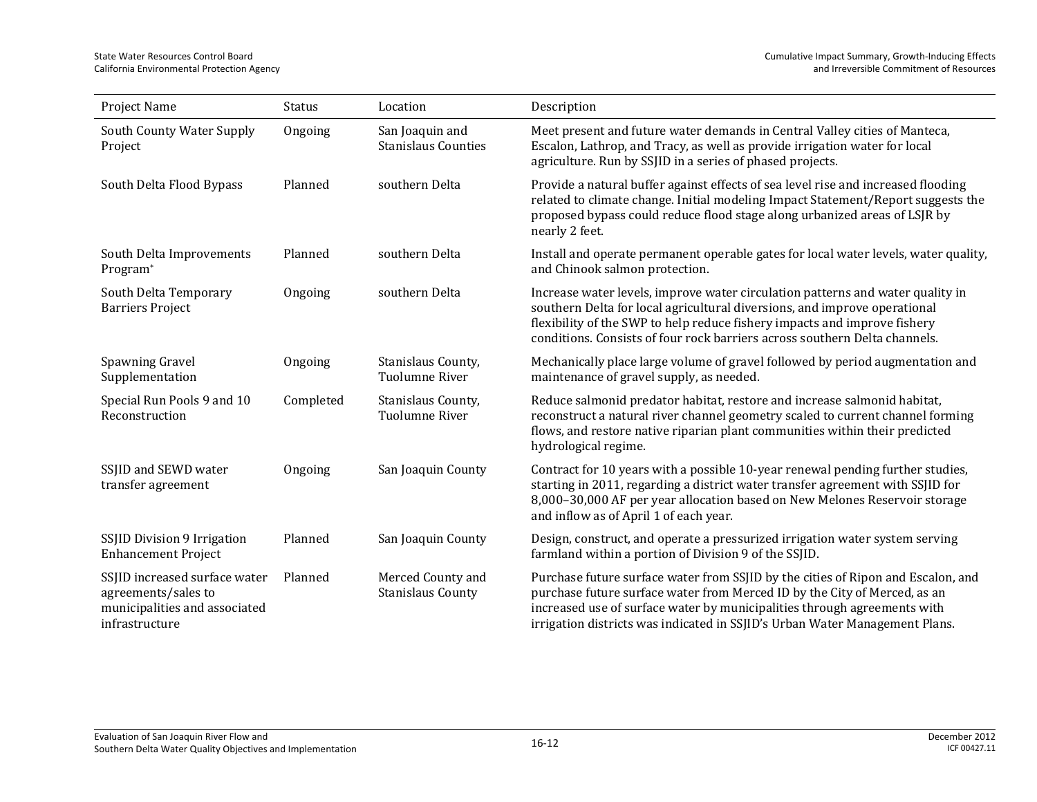| Project Name | Status | Location | Description |
|---|---|---|---|
| South County Water Supply Project | Ongoing | San Joaquin and Stanislaus Counties | Meet present and future water demands in Central Valley cities of Manteca, Escalon, Lathrop, and Tracy, as well as provide irrigation water for local agriculture. Run by SSJID in a series of phased projects. |
| South Delta Flood Bypass | Planned | southern Delta | Provide a natural buffer against effects of sea level rise and increased flooding related to climate change. Initial modeling Impact Statement/Report suggests the proposed bypass could reduce flood stage along urbanized areas of LSJR by nearly 2 feet. |
| South Delta Improvements Program* | Planned | southern Delta | Install and operate permanent operable gates for local water levels, water quality, and Chinook salmon protection. |
| South Delta Temporary Barriers Project | Ongoing | southern Delta | Increase water levels, improve water circulation patterns and water quality in southern Delta for local agricultural diversions, and improve operational flexibility of the SWP to help reduce fishery impacts and improve fishery conditions. Consists of four rock barriers across southern Delta channels. |
| Spawning Gravel Supplementation | Ongoing | Stanislaus County, Tuolumne River | Mechanically place large volume of gravel followed by period augmentation and maintenance of gravel supply, as needed. |
| Special Run Pools 9 and 10 Reconstruction | Completed | Stanislaus County, Tuolumne River | Reduce salmonid predator habitat, restore and increase salmonid habitat, reconstruct a natural river channel geometry scaled to current channel forming flows, and restore native riparian plant communities within their predicted hydrological regime. |
| SSJID and SEWD water transfer agreement | Ongoing | San Joaquin County | Contract for 10 years with a possible 10-year renewal pending further studies, starting in 2011, regarding a district water transfer agreement with SSJID for 8,000–30,000 AF per year allocation based on New Melones Reservoir storage and inflow as of April 1 of each year. |
| SSJID Division 9 Irrigation Enhancement Project | Planned | San Joaquin County | Design, construct, and operate a pressurized irrigation water system serving farmland within a portion of Division 9 of the SSJID. |
| SSJID increased surface water agreements/sales to municipalities and associated infrastructure | Planned | Merced County and Stanislaus County | Purchase future surface water from SSJID by the cities of Ripon and Escalon, and purchase future surface water from Merced ID by the City of Merced, as an increased use of surface water by municipalities through agreements with irrigation districts was indicated in SSJID's Urban Water Management Plans. |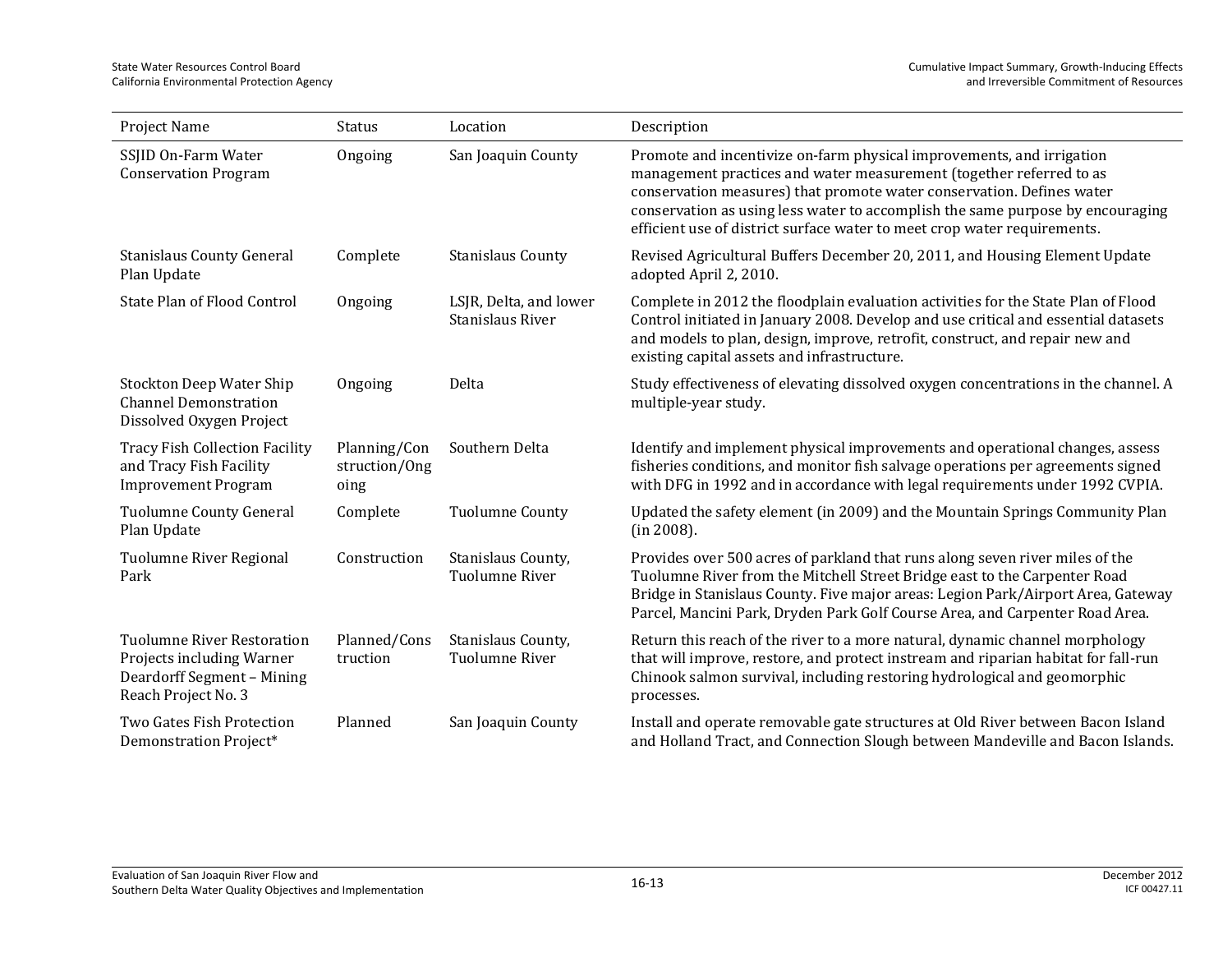| Project Name | Status | Location | Description |
|---|---|---|---|
| SSJID On-Farm Water Conservation Program | Ongoing | San Joaquin County | Promote and incentivize on-farm physical improvements, and irrigation management practices and water measurement (together referred to as conservation measures) that promote water conservation. Defines water conservation as using less water to accomplish the same purpose by encouraging efficient use of district surface water to meet crop water requirements. |
| Stanislaus County General Plan Update | Complete | Stanislaus County | Revised Agricultural Buffers December 20, 2011, and Housing Element Update adopted April 2, 2010. |
| State Plan of Flood Control | Ongoing | LSJR, Delta, and lower Stanislaus River | Complete in 2012 the floodplain evaluation activities for the State Plan of Flood Control initiated in January 2008. Develop and use critical and essential datasets and models to plan, design, improve, retrofit, construct, and repair new and existing capital assets and infrastructure. |
| Stockton Deep Water Ship Channel Demonstration Dissolved Oxygen Project | Ongoing | Delta | Study effectiveness of elevating dissolved oxygen concentrations in the channel. A multiple-year study. |
| Tracy Fish Collection Facility and Tracy Fish Facility Improvement Program | Planning/Construction/Ongoing | Southern Delta | Identify and implement physical improvements and operational changes, assess fisheries conditions, and monitor fish salvage operations per agreements signed with DFG in 1992 and in accordance with legal requirements under 1992 CVPIA. |
| Tuolumne County General Plan Update | Complete | Tuolumne County | Updated the safety element (in 2009) and the Mountain Springs Community Plan (in 2008). |
| Tuolumne River Regional Park | Construction | Stanislaus County, Tuolumne River | Provides over 500 acres of parkland that runs along seven river miles of the Tuolumne River from the Mitchell Street Bridge east to the Carpenter Road Bridge in Stanislaus County. Five major areas: Legion Park/Airport Area, Gateway Parcel, Mancini Park, Dryden Park Golf Course Area, and Carpenter Road Area. |
| Tuolumne River Restoration Projects including Warner Deardorff Segment – Mining Reach Project No. 3 | Planned/Construction | Stanislaus County, Tuolumne River | Return this reach of the river to a more natural, dynamic channel morphology that will improve, restore, and protect instream and riparian habitat for fall-run Chinook salmon survival, including restoring hydrological and geomorphic processes. |
| Two Gates Fish Protection Demonstration Project* | Planned | San Joaquin County | Install and operate removable gate structures at Old River between Bacon Island and Holland Tract, and Connection Slough between Mandeville and Bacon Islands. |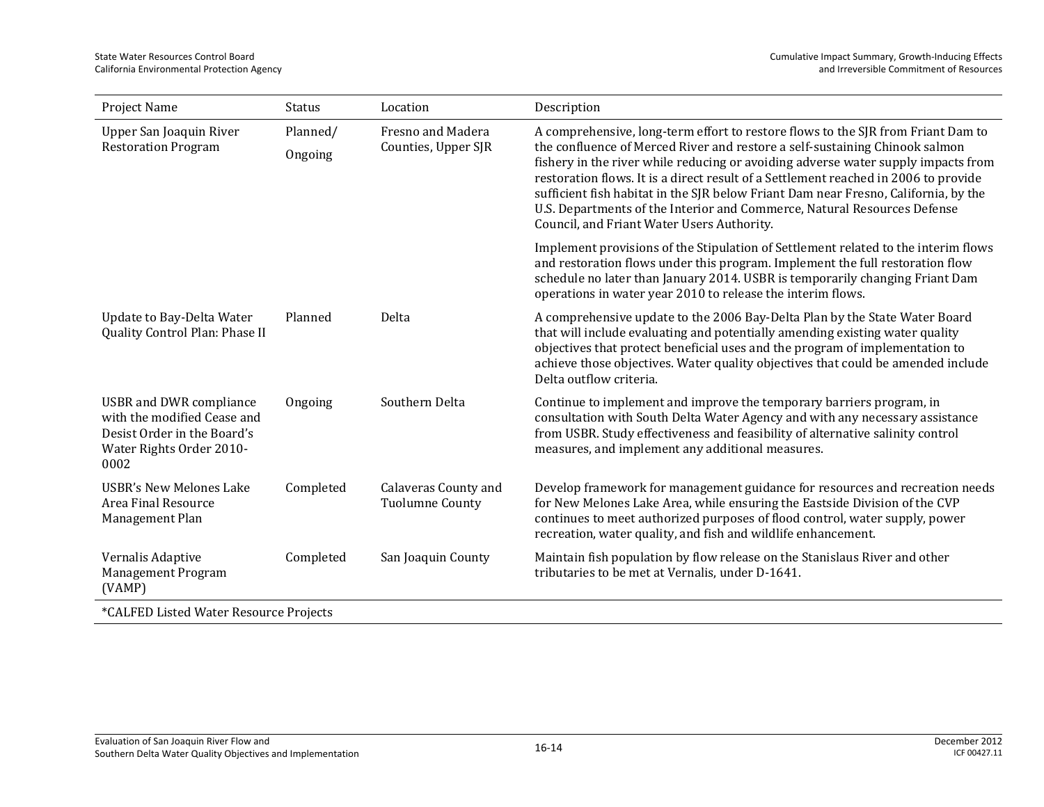| Project Name | Status | Location | Description |
|---|---|---|---|
| Upper San Joaquin River Restoration Program | Planned/ Ongoing | Fresno and Madera Counties, Upper SJR | A comprehensive, long-term effort to restore flows to the SJR from Friant Dam to the confluence of Merced River and restore a self-sustaining Chinook salmon fishery in the river while reducing or avoiding adverse water supply impacts from restoration flows. It is a direct result of a Settlement reached in 2006 to provide sufficient fish habitat in the SJR below Friant Dam near Fresno, California, by the U.S. Departments of the Interior and Commerce, Natural Resources Defense Council, and Friant Water Users Authority.<br><br>Implement provisions of the Stipulation of Settlement related to the interim flows and restoration flows under this program. Implement the full restoration flow schedule no later than January 2014. USBR is temporarily changing Friant Dam operations in water year 2010 to release the interim flows. |
| Update to Bay-Delta Water Quality Control Plan: Phase II | Planned | Delta | A comprehensive update to the 2006 Bay-Delta Plan by the State Water Board that will include evaluating and potentially amending existing water quality objectives that protect beneficial uses and the program of implementation to achieve those objectives. Water quality objectives that could be amended include Delta outflow criteria. |
| USBR and DWR compliance with the modified Cease and Desist Order in the Board's Water Rights Order 2010-0002 | Ongoing | Southern Delta | Continue to implement and improve the temporary barriers program, in consultation with South Delta Water Agency and with any necessary assistance from USBR. Study effectiveness and feasibility of alternative salinity control measures, and implement any additional measures. |
| USBR's New Melones Lake Area Final Resource Management Plan | Completed | Calaveras County and Tuolumne County | Develop framework for management guidance for resources and recreation needs for New Melones Lake Area, while ensuring the Eastside Division of the CVP continues to meet authorized purposes of flood control, water supply, power recreation, water quality, and fish and wildlife enhancement. |
| Vernalis Adaptive Management Program (VAMP) | Completed | San Joaquin County | Maintain fish population by flow release on the Stanislaus River and other tributaries to be met at Vernalis, under D-1641. |

*CALFED Listed Water Resource Projects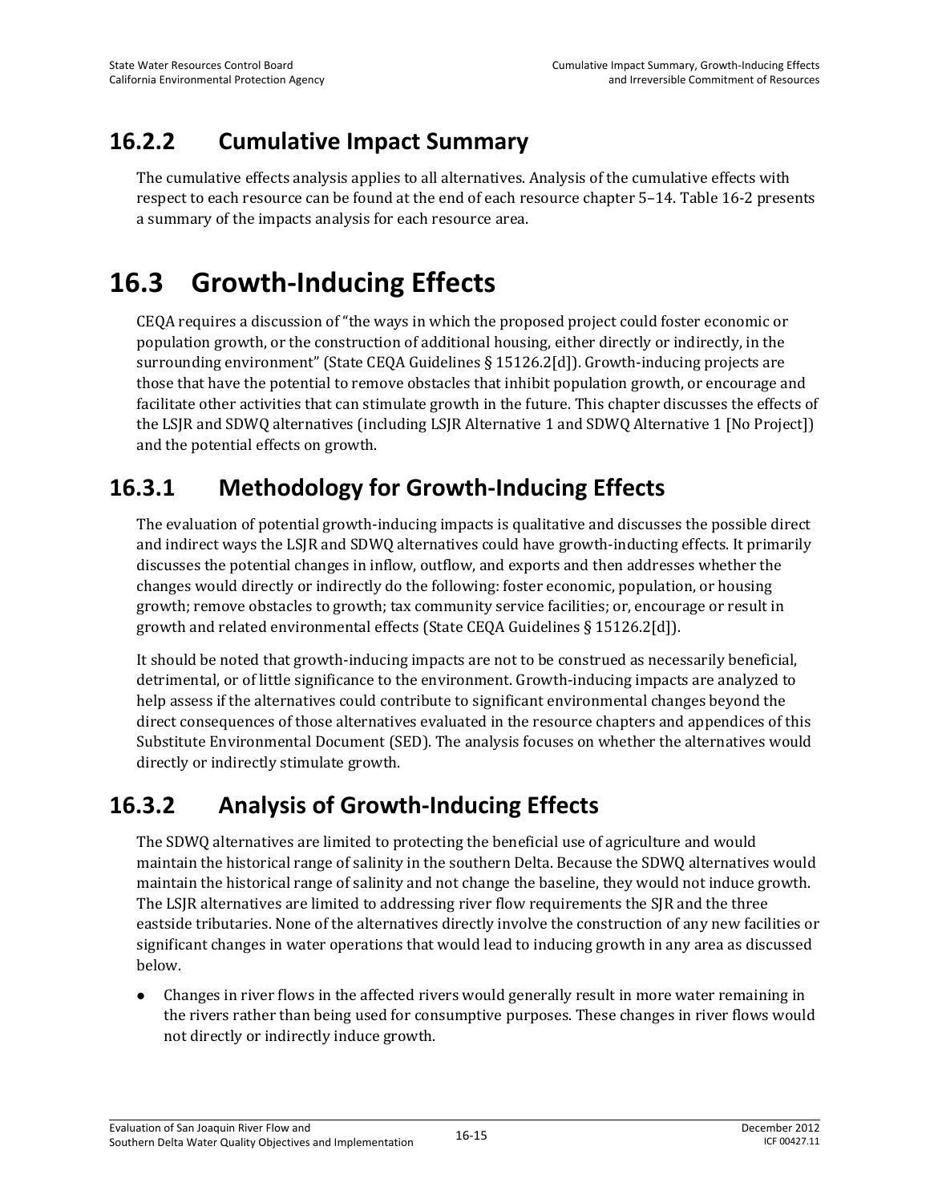## 16.2.2 Cumulative Impact Summary

The cumulative effects analysis applies to all alternatives. Analysis of the cumulative effects with respect to each resource can be found at the end of each resource chapter 5–14. Table 16-2 presents a summary of the impacts analysis for each resource area.

# 16.3 Growth-Inducing Effects

CEQA requires a discussion of "the ways in which the proposed project could foster economic or population growth, or the construction of additional housing, either directly or indirectly, in the surrounding environment" (State CEQA Guidelines § 15126.2[d]). Growth-inducing projects are those that have the potential to remove obstacles that inhibit population growth, or encourage and facilitate other activities that can stimulate growth in the future. This chapter discusses the effects of the LSJR and SDWQ alternatives (including LSJR Alternative 1 and SDWQ Alternative 1 [No Project]) and the potential effects on growth.

## 16.3.1 Methodology for Growth-Inducing Effects

The evaluation of potential growth-inducing impacts is qualitative and discusses the possible direct and indirect ways the LSJR and SDWQ alternatives could have growth-inducting effects. It primarily discusses the potential changes in inflow, outflow, and exports and then addresses whether the changes would directly or indirectly do the following: foster economic, population, or housing growth; remove obstacles to growth; tax community service facilities; or, encourage or result in growth and related environmental effects (State CEQA Guidelines § 15126.2[d]).

It should be noted that growth-inducing impacts are not to be construed as necessarily beneficial, detrimental, or of little significance to the environment. Growth-inducing impacts are analyzed to help assess if the alternatives could contribute to significant environmental changes beyond the direct consequences of those alternatives evaluated in the resource chapters and appendices of this Substitute Environmental Document (SED). The analysis focuses on whether the alternatives would directly or indirectly stimulate growth.

## 16.3.2 Analysis of Growth-Inducing Effects

The SDWQ alternatives are limited to protecting the beneficial use of agriculture and would maintain the historical range of salinity in the southern Delta. Because the SDWQ alternatives would maintain the historical range of salinity and not change the baseline, they would not induce growth. The LSJR alternatives are limited to addressing river flow requirements the SJR and the three eastside tributaries. None of the alternatives directly involve the construction of any new facilities or significant changes in water operations that would lead to inducing growth in any area as discussed below.

- Changes in river flows in the affected rivers would generally result in more water remaining in the rivers rather than being used for consumptive purposes. These changes in river flows would not directly or indirectly induce growth.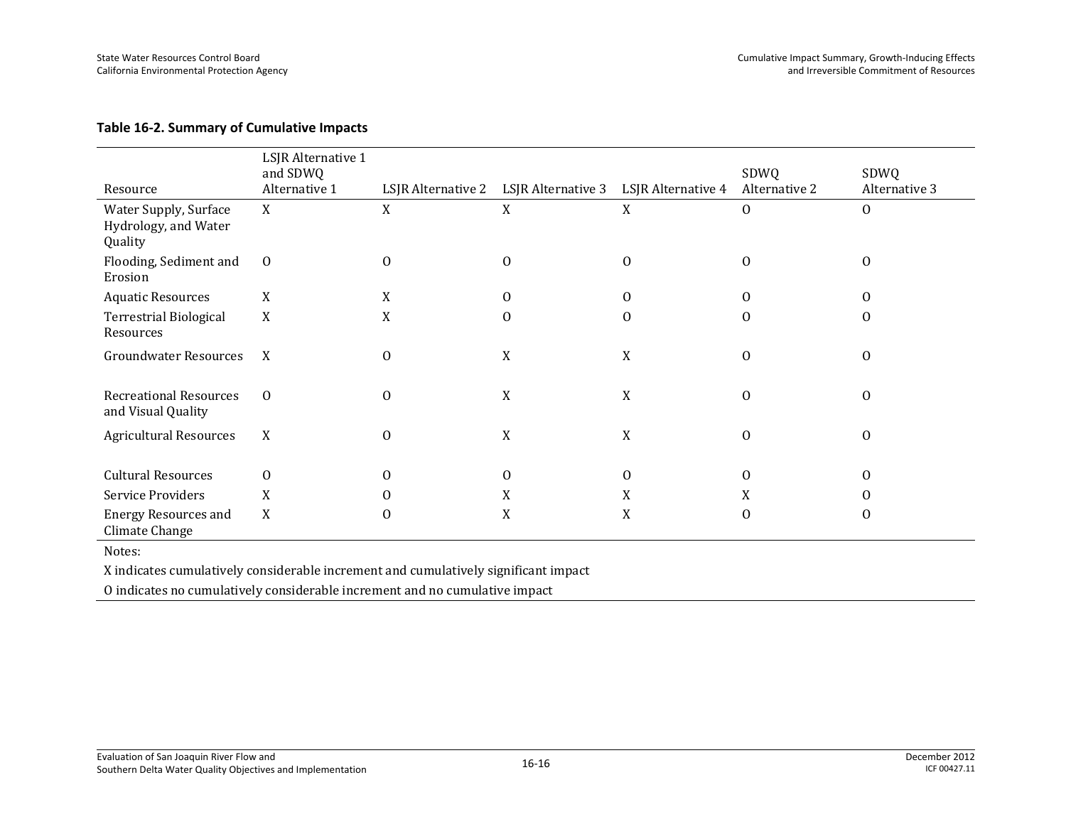**Table 16-2. Summary of Cumulative Impacts**

| Resource | LSJR Alternative 1 and SDWQ Alternative 1 | LSJR Alternative 2 | LSJR Alternative 3 | LSJR Alternative 4 | SDWQ Alternative 2 | SDWQ Alternative 3 |
|---|---|---|---|---|---|---|
| Water Supply, Surface Hydrology, and Water Quality | X | X | X | X | O | O |
| Flooding, Sediment and Erosion | O | O | O | O | O | O |
| Aquatic Resources | X | X | O | O | O | O |
| Terrestrial Biological Resources | X | X | O | O | O | O |
| Groundwater Resources | X | O | X | X | O | O |
| Recreational Resources and Visual Quality | O | O | X | X | O | O |
| Agricultural Resources | X | O | X | X | O | O |
| Cultural Resources | O | O | O | O | O | O |
| Service Providers | X | O | X | X | X | O |
| Energy Resources and Climate Change | X | O | X | X | O | O |

Notes:

X indicates cumulatively considerable increment and cumulatively significant impact

O indicates no cumulatively considerable increment and no cumulative impact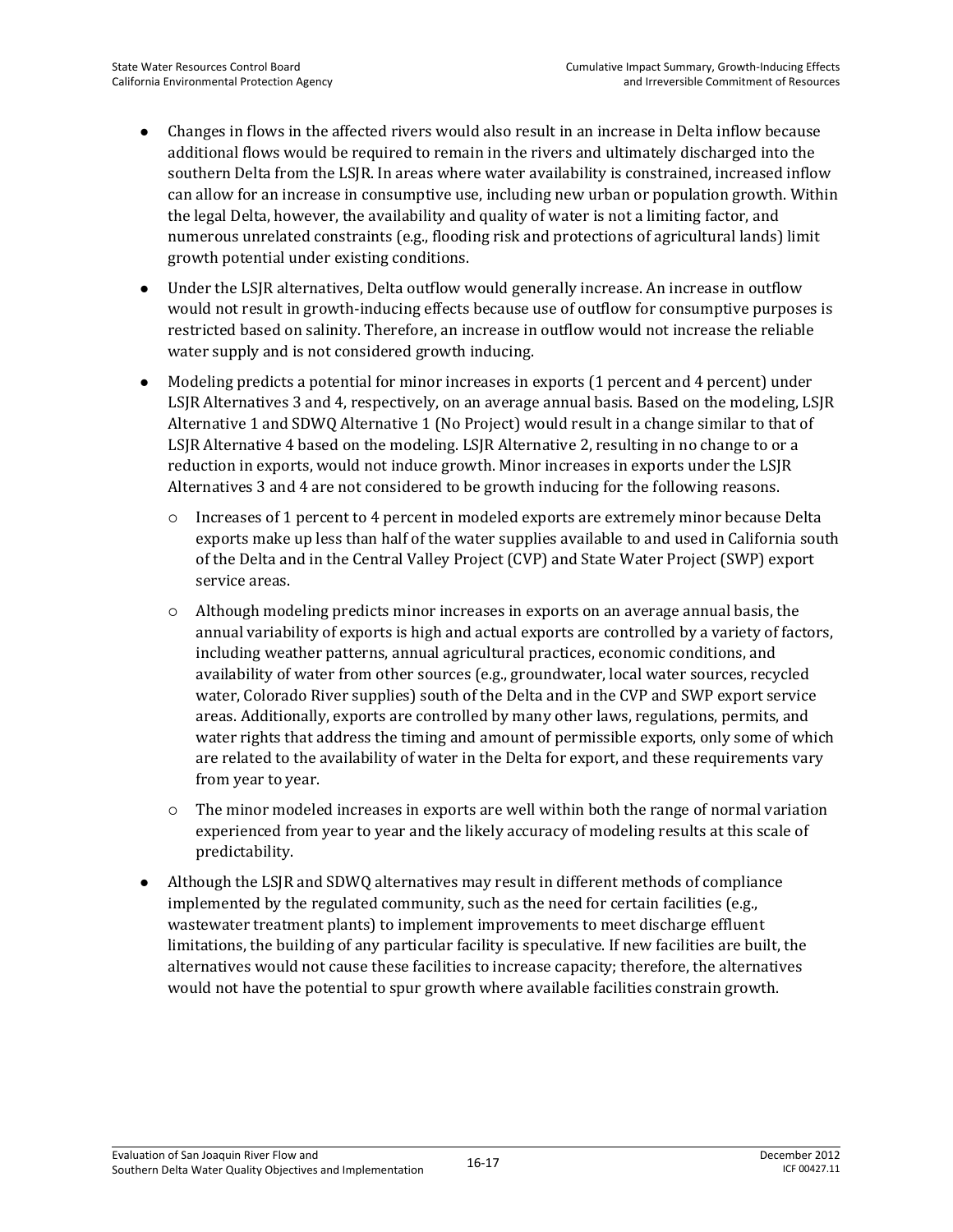- Changes in flows in the affected rivers would also result in an increase in Delta inflow because additional flows would be required to remain in the rivers and ultimately discharged into the southern Delta from the LSJR. In areas where water availability is constrained, increased inflow can allow for an increase in consumptive use, including new urban or population growth. Within the legal Delta, however, the availability and quality of water is not a limiting factor, and numerous unrelated constraints (e.g., flooding risk and protections of agricultural lands) limit growth potential under existing conditions.
- Under the LSJR alternatives, Delta outflow would generally increase. An increase in outflow would not result in growth-inducing effects because use of outflow for consumptive purposes is restricted based on salinity. Therefore, an increase in outflow would not increase the reliable water supply and is not considered growth inducing.
- Modeling predicts a potential for minor increases in exports (1 percent and 4 percent) under LSJR Alternatives 3 and 4, respectively, on an average annual basis. Based on the modeling, LSJR Alternative 1 and SDWQ Alternative 1 (No Project) would result in a change similar to that of LSJR Alternative 4 based on the modeling. LSJR Alternative 2, resulting in no change to or a reduction in exports, would not induce growth. Minor increases in exports under the LSJR Alternatives 3 and 4 are not considered to be growth inducing for the following reasons.
  - Increases of 1 percent to 4 percent in modeled exports are extremely minor because Delta exports make up less than half of the water supplies available to and used in California south of the Delta and in the Central Valley Project (CVP) and State Water Project (SWP) export service areas.
  - Although modeling predicts minor increases in exports on an average annual basis, the annual variability of exports is high and actual exports are controlled by a variety of factors, including weather patterns, annual agricultural practices, economic conditions, and availability of water from other sources (e.g., groundwater, local water sources, recycled water, Colorado River supplies) south of the Delta and in the CVP and SWP export service areas. Additionally, exports are controlled by many other laws, regulations, permits, and water rights that address the timing and amount of permissible exports, only some of which are related to the availability of water in the Delta for export, and these requirements vary from year to year.
  - The minor modeled increases in exports are well within both the range of normal variation experienced from year to year and the likely accuracy of modeling results at this scale of predictability.
- Although the LSJR and SDWQ alternatives may result in different methods of compliance implemented by the regulated community, such as the need for certain facilities (e.g., wastewater treatment plants) to implement improvements to meet discharge effluent limitations, the building of any particular facility is speculative. If new facilities are built, the alternatives would not cause these facilities to increase capacity; therefore, the alternatives would not have the potential to spur growth where available facilities constrain growth.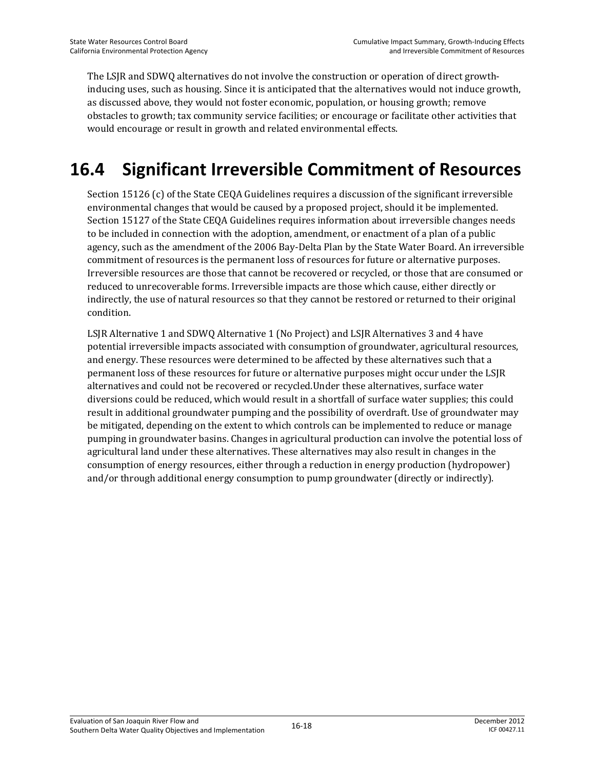The LSJR and SDWQ alternatives do not involve the construction or operation of direct growth-inducing uses, such as housing. Since it is anticipated that the alternatives would not induce growth, as discussed above, they would not foster economic, population, or housing growth; remove obstacles to growth; tax community service facilities; or encourage or facilitate other activities that would encourage or result in growth and related environmental effects.

# 16.4 Significant Irreversible Commitment of Resources

Section 15126 (c) of the State CEQA Guidelines requires a discussion of the significant irreversible environmental changes that would be caused by a proposed project, should it be implemented. Section 15127 of the State CEQA Guidelines requires information about irreversible changes needs to be included in connection with the adoption, amendment, or enactment of a plan of a public agency, such as the amendment of the 2006 Bay-Delta Plan by the State Water Board. An irreversible commitment of resources is the permanent loss of resources for future or alternative purposes. Irreversible resources are those that cannot be recovered or recycled, or those that are consumed or reduced to unrecoverable forms. Irreversible impacts are those which cause, either directly or indirectly, the use of natural resources so that they cannot be restored or returned to their original condition.

LSJR Alternative 1 and SDWQ Alternative 1 (No Project) and LSJR Alternatives 3 and 4 have potential irreversible impacts associated with consumption of groundwater, agricultural resources, and energy. These resources were determined to be affected by these alternatives such that a permanent loss of these resources for future or alternative purposes might occur under the LSJR alternatives and could not be recovered or recycled.Under these alternatives, surface water diversions could be reduced, which would result in a shortfall of surface water supplies; this could result in additional groundwater pumping and the possibility of overdraft. Use of groundwater may be mitigated, depending on the extent to which controls can be implemented to reduce or manage pumping in groundwater basins. Changes in agricultural production can involve the potential loss of agricultural land under these alternatives. These alternatives may also result in changes in the consumption of energy resources, either through a reduction in energy production (hydropower) and/or through additional energy consumption to pump groundwater (directly or indirectly).